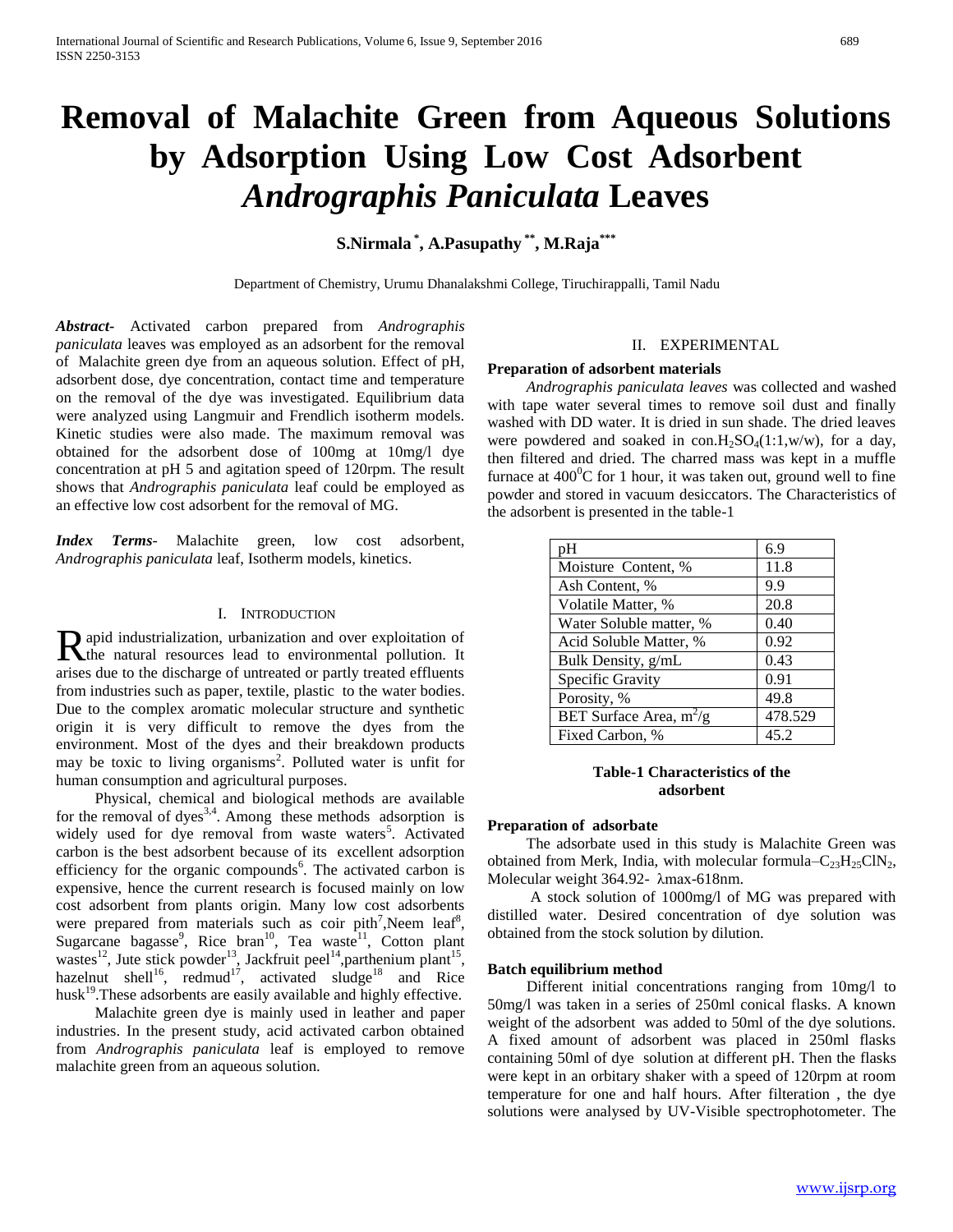# Removal of Malachite Green from Aqueous Solutions by Adsorption Using Low Cost Adsorbent *Andrographis Paniculata* Leaves

**S.Nirmala [*], A.Pasupathy [**], M.Raja [***]**

Department of Chemistry, Urumu Dhanalakshmi College, Tiruchirappalli, Tamil Nadu

***Abstract-*** Activated carbon prepared from *Andrographis paniculata* leaves was employed as an adsorbent for the removal of Malachite green dye from an aqueous solution. Effect of pH, adsorbent dose, dye concentration, contact time and temperature on the removal of the dye was investigated. Equilibrium data were analyzed using Langmuir and Frendlich isotherm models. Kinetic studies were also made. The maximum removal was obtained for the adsorbent dose of 100mg at 10mg/l dye concentration at pH 5 and agitation speed of 120rpm. The result shows that *Andrographis paniculata* leaf could be employed as an effective low cost adsorbent for the removal of MG.

***Index Terms-*** Malachite green, low cost adsorbent, *Andrographis paniculata* leaf, Isotherm models, kinetics.

## I. Introduction

Rapid industrialization, urbanization and over exploitation of the natural resources lead to environmental pollution. It arises due to the discharge of untreated or partly treated effluents from industries such as paper, textile, plastic to the water bodies. Due to the complex aromatic molecular structure and synthetic origin it is very difficult to remove the dyes from the environment. Most of the dyes and their breakdown products may be toxic to living organisms[2]. Polluted water is unfit for human consumption and agricultural purposes.

Physical, chemical and biological methods are available for the removal of dyes[3,4]. Among these methods adsorption is widely used for dye removal from waste waters[5]. Activated carbon is the best adsorbent because of its excellent adsorption efficiency for the organic compounds[6]. The activated carbon is expensive, hence the current research is focused mainly on low cost adsorbent from plants origin. Many low cost adsorbents were prepared from materials such as coir pith[7],Neem leaf[8], Sugarcane bagasse[9], Rice bran[10], Tea waste[11], Cotton plant wastes[12], Jute stick powder[13], Jackfruit peel[14],parthenium plant[15], hazelnut shell[16], redmud[17], activated sludge[18] and Rice husk[19].These adsorbents are easily available and highly effective.

Malachite green dye is mainly used in leather and paper industries. In the present study, acid activated carbon obtained from *Andrographis paniculata* leaf is employed to remove malachite green from an aqueous solution.

## II. Experimental

### Preparation of adsorbent materials

*Andrographis paniculata leaves* was collected and washed with tape water several times to remove soil dust and finally washed with DD water. It is dried in sun shade. The dried leaves were powdered and soaked in con.$H_2SO_4$(1:1,w/w), for a day, then filtered and dried. The charred mass was kept in a muffle furnace at $400^0$C for 1 hour, it was taken out, ground well to fine powder and stored in vacuum desiccators. The Characteristics of the adsorbent is presented in the table-1

| pH | 6.9 |
|---|---|
| Moisture Content, % | 11.8 |
| Ash Content, % | 9.9 |
| Volatile Matter, % | 20.8 |
| Water Soluble matter, % | 0.40 |
| Acid Soluble Matter, % | 0.92 |
| Bulk Density, g/mL | 0.43 |
| Specific Gravity | 0.91 |
| Porosity, % | 49.8 |
| BET Surface Area, $m^2/g$ | 478.529 |
| Fixed Carbon, % | 45.2 |

**Table-1 Characteristics of the adsorbent**

### Preparation of adsorbate

The adsorbate used in this study is Malachite Green was obtained from Merk, India, with molecular formula–$C_{23}H_{25}ClN_2$, Molecular weight 364.92- λmax-618nm.

A stock solution of 1000mg/l of MG was prepared with distilled water. Desired concentration of dye solution was obtained from the stock solution by dilution.

### Batch equilibrium method

Different initial concentrations ranging from 10mg/l to 50mg/l was taken in a series of 250ml conical flasks. A known weight of the adsorbent was added to 50ml of the dye solutions. A fixed amount of adsorbent was placed in 250ml flasks containing 50ml of dye solution at different pH. Then the flasks were kept in an orbitary shaker with a speed of 120rpm at room temperature for one and half hours. After filteration , the dye solutions were analysed by UV-Visible spectrophotometer. The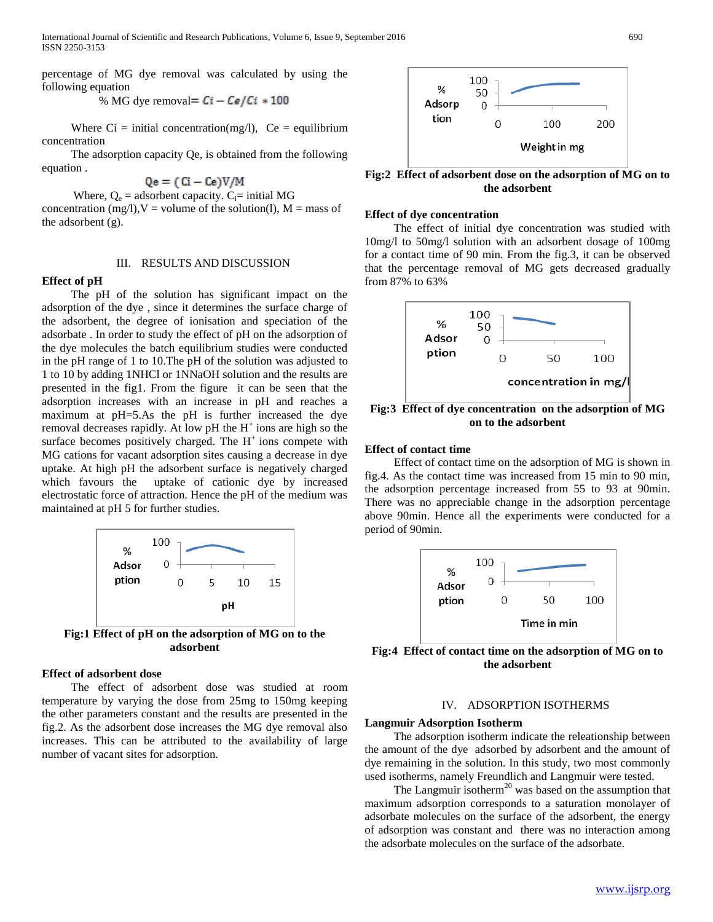percentage of MG dye removal was calculated by using the following equation

$$\% \text{ MG dye removal} = Ci - Ce/Ci * 100$$

Where Ci = initial concentration(mg/l), Ce = equilibrium concentration

The adsorption capacity Qe, is obtained from the following equation .

$$Qe = (Ci - Ce)V/M$$

Where, $Q_e$ = adsorbent capacity. $C_i$= initial MG concentration (mg/l),V = volume of the solution(l), M = mass of the adsorbent (g).

## III. RESULTS AND DISCUSSION

### Effect of pH

The pH of the solution has significant impact on the adsorption of the dye , since it determines the surface charge of the adsorbent, the degree of ionisation and speciation of the adsorbate . In order to study the effect of pH on the adsorption of the dye molecules the batch equilibrium studies were conducted in the pH range of 1 to 10.The pH of the solution was adjusted to 1 to 10 by adding 1NHCl or 1NNaOH solution and the results are presented in the fig1. From the figure it can be seen that the adsorption increases with an increase in pH and reaches a maximum at pH=5.As the pH is further increased the dye removal decreases rapidly. At low pH the $H^+$ ions are high so the surface becomes positively charged. The $H^+$ ions compete with MG cations for vacant adsorption sites causing a decrease in dye uptake. At high pH the adsorbent surface is negatively charged which favours the uptake of cationic dye by increased electrostatic force of attraction. Hence the pH of the medium was maintained at pH 5 for further studies.

**Fig:1 Effect of pH on the adsorption of MG on to the adsorbent**

### Effect of adsorbent dose

The effect of adsorbent dose was studied at room temperature by varying the dose from 25mg to 150mg keeping the other parameters constant and the results are presented in the fig.2. As the adsorbent dose increases the MG dye removal also increases. This can be attributed to the availability of large number of vacant sites for adsorption.

**Fig:2 Effect of adsorbent dose on the adsorption of MG on to the adsorbent**

### Effect of dye concentration

The effect of initial dye concentration was studied with 10mg/l to 50mg/l solution with an adsorbent dosage of 100mg for a contact time of 90 min. From the fig.3, it can be observed that the percentage removal of MG gets decreased gradually from 87% to 63%

**Fig:3 Effect of dye concentration on the adsorption of MG on to the adsorbent**

### Effect of contact time

Effect of contact time on the adsorption of MG is shown in fig.4. As the contact time was increased from 15 min to 90 min, the adsorption percentage increased from 55 to 93 at 90min. There was no appreciable change in the adsorption percentage above 90min. Hence all the experiments were conducted for a period of 90min.

**Fig:4 Effect of contact time on the adsorption of MG on to the adsorbent**

## IV. ADSORPTION ISOTHERMS

### Langmuir Adsorption Isotherm

The adsorption isotherm indicate the releationship between the amount of the dye adsorbed by adsorbent and the amount of dye remaining in the solution. In this study, two most commonly used isotherms, namely Freundlich and Langmuir were tested.

The Langmuir isotherm[20] was based on the assumption that maximum adsorption corresponds to a saturation monolayer of adsorbate molecules on the surface of the adsorbent, the energy of adsorption was constant and there was no interaction among the adsorbate molecules on the surface of the adsorbate.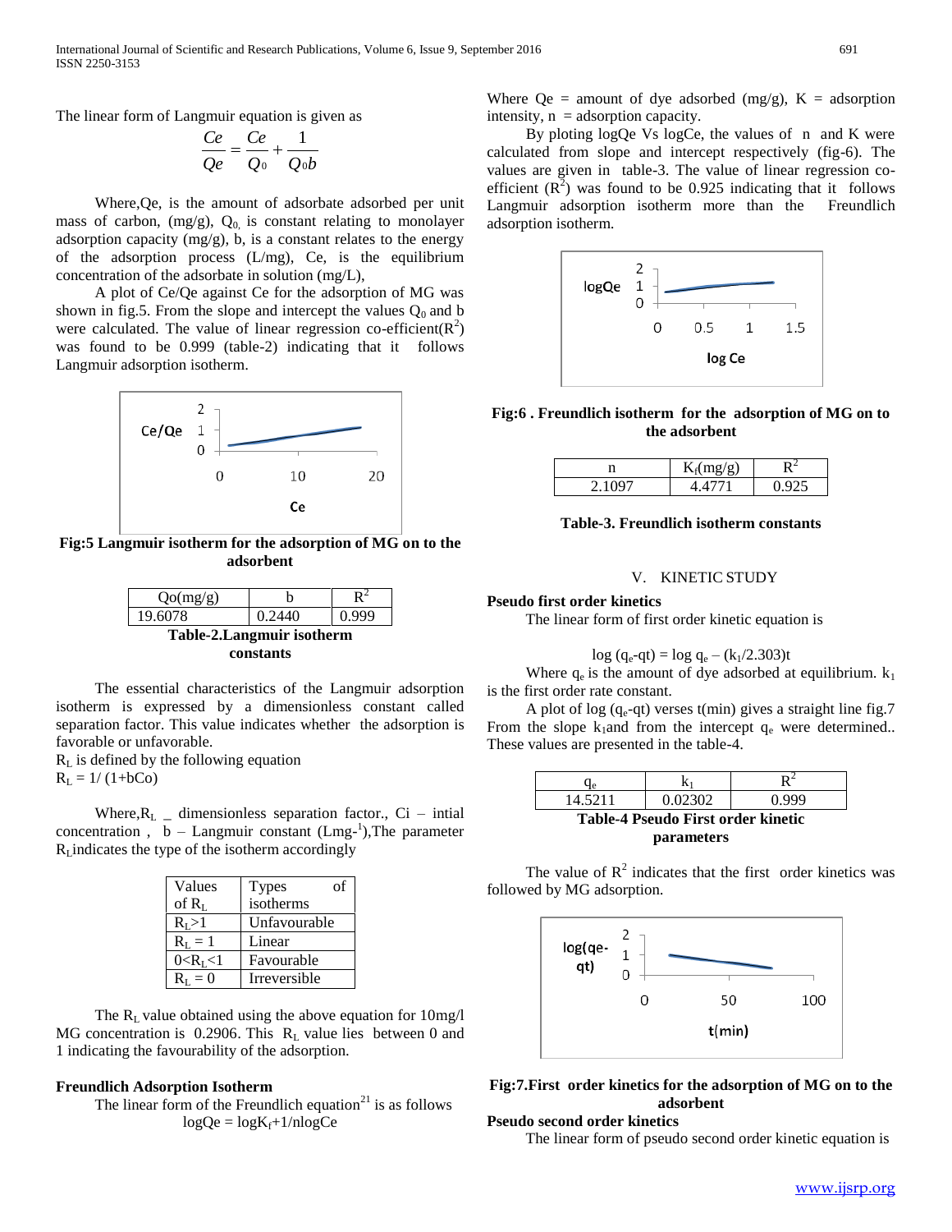The linear form of Langmuir equation is given as

$$\frac{Ce}{Qe} = \frac{Ce}{Q_0} + \frac{1}{Q_0 b}$$

Where,Qe, is the amount of adsorbate adsorbed per unit mass of carbon, (mg/g), $Q_0$ is constant relating to monolayer adsorption capacity (mg/g), b, is a constant relates to the energy of the adsorption process (L/mg), Ce, is the equilibrium concentration of the adsorbate in solution (mg/L),

A plot of Ce/Qe against Ce for the adsorption of MG was shown in fig.5. From the slope and intercept the values $Q_0$ and b were calculated. The value of linear regression co-efficient($R^2$) was found to be 0.999 (table-2) indicating that it follows Langmuir adsorption isotherm.

**Fig:5 Langmuir isotherm for the adsorption of MG on to the adsorbent**

| Qo(mg/g) | b | $R^2$ |
|---|---|---|
| 19.6078 | 0.2440 | 0.999 |

**Table-2.Langmuir isotherm constants**

The essential characteristics of the Langmuir adsorption isotherm is expressed by a dimensionless constant called separation factor. This value indicates whether the adsorption is favorable or unfavorable.

$R_L$ is defined by the following equation

$R_L = 1/(1+bCo)$

Where,$R_L$ _ dimensionless separation factor., Ci – intial concentration , b – Langmuir constant ($Lmg^{-1}$),The parameter $R_L$ indicates the type of the isotherm accordingly

| Values of $R_L$ | Types of isotherms |
|---|---|
| $R_L>1$ | Unfavourable |
| $R_L = 1$ | Linear |
| $0<R_L<1$ | Favourable |
| $R_L = 0$ | Irreversible |

The $R_L$ value obtained using the above equation for 10mg/l MG concentration is 0.2906. This $R_L$ value lies between 0 and 1 indicating the favourability of the adsorption.

**Freundlich Adsorption Isotherm**

The linear form of the Freundlich equation[21] is as follows

$$\log Qe = \log K_f + 1/n \log Ce$$

Where Qe = amount of dye adsorbed (mg/g), K = adsorption intensity, n = adsorption capacity.

By ploting logQe Vs logCe, the values of n and K were calculated from slope and intercept respectively (fig-6). The values are given in table-3. The value of linear regression co-efficient ($R^2$) was found to be 0.925 indicating that it follows Langmuir adsorption isotherm more than the Freundlich adsorption isotherm.

**Fig:6 . Freundlich isotherm for the adsorption of MG on to the adsorbent**

| n | $K_f$(mg/g) | $R^2$ |
|---|---|---|
| 2.1097 | 4.4771 | 0.925 |

**Table-3. Freundlich isotherm constants**

## V. KINETIC STUDY

**Pseudo first order kinetics**

The linear form of first order kinetic equation is

$$\log (q_e - q_t) = \log q_e - (k_1/2.303)t$$

Where $q_e$ is the amount of dye adsorbed at equilibrium. $k_1$ is the first order rate constant.

A plot of log ($q_e$-qt) verses t(min) gives a straight line fig.7 From the slope $k_1$and from the intercept $q_e$ were determined.. These values are presented in the table-4.

| $q_e$ | $k_1$ | $R^2$ |
|---|---|---|
| 14.5211 | 0.02302 | 0.999 |

**Table-4 Pseudo First order kinetic parameters**

The value of $R^2$ indicates that the first order kinetics was followed by MG adsorption.

**Fig:7.First order kinetics for the adsorption of MG on to the adsorbent**

**Pseudo second order kinetics**

The linear form of pseudo second order kinetic equation is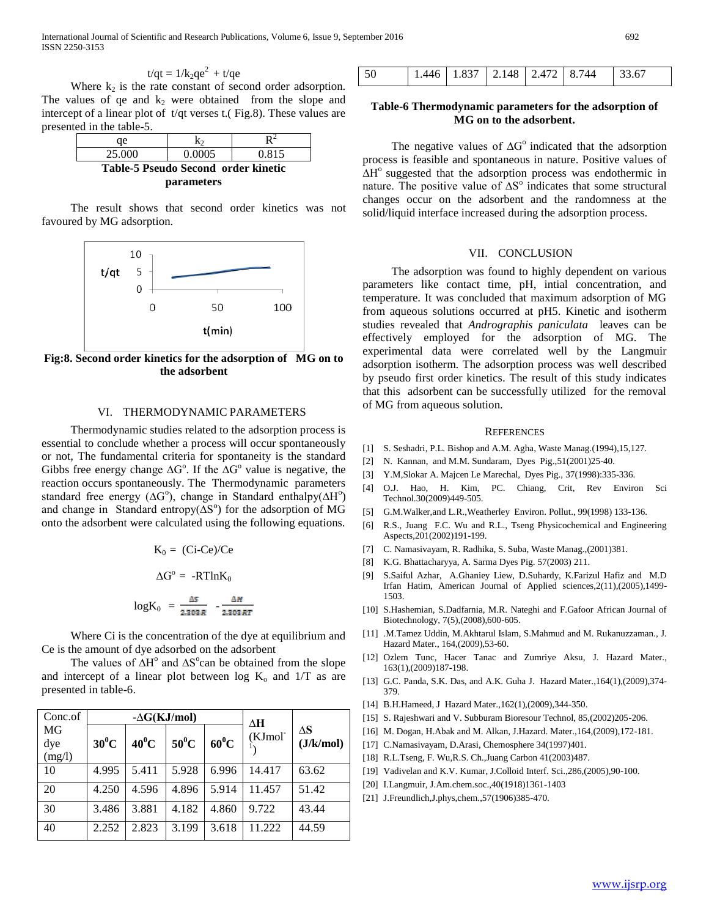$$t/q_t = 1/k_2 q_e^2 + t/q_e$$

Where $k_2$ is the rate constant of second order adsorption. The values of qe and $k_2$ were obtained from the slope and intercept of a linear plot of t/qt verses t.( Fig.8). These values are presented in the table-5.

| qe | $k_2$ | $R^2$ |
|---|---|---|
| 25.000 | 0.0005 | 0.815 |

**Table-5 Pseudo Second order kinetic parameters**

The result shows that second order kinetics was not favoured by MG adsorption.

**Fig:8. Second order kinetics for the adsorption of MG on to the adsorbent**

## VI. THERMODYNAMIC PARAMETERS

Thermodynamic studies related to the adsorption process is essential to conclude whether a process will occur spontaneously or not, The fundamental criteria for spontaneity is the standard Gibbs free energy change $\Delta G^o$. If the $\Delta G^o$ value is negative, the reaction occurs spontaneously. The Thermodynamic parameters standard free energy ($\Delta G^o$), change in Standard enthalpy($\Delta H^o$) and change in Standard entropy($\Delta S^o$) for the adsorption of MG onto the adsorbent were calculated using the following equations.

$$K_0 = (Ci\text{-}Ce)/Ce$$

$$\Delta G^o = -RT\ln K_0$$

$$\log K_0 = \frac{\Delta S}{2.303R} - \frac{\Delta H}{2.303RT}$$

Where Ci is the concentration of the dye at equilibrium and Ce is the amount of dye adsorbed on the adsorbent

The values of $\Delta H^o$ and $\Delta S^o$can be obtained from the slope and intercept of a linear plot between log $K_o$ and 1/T as are presented in table-6.

| Conc.of MG dye (mg/l) | -ΔG(KJ/mol) | | | | ΔH (KJmol$^{-1}$) | ΔS (J/k/mol) |
|---|---|---|---|---|---|---|
| | $30^0$C | $40^0$C | $50^0$C | $60^0$C | | |
| 10 | 4.995 | 5.411 | 5.928 | 6.996 | 14.417 | 63.62 |
| 20 | 4.250 | 4.596 | 4.896 | 5.914 | 11.457 | 51.42 |
| 30 | 3.486 | 3.881 | 4.182 | 4.860 | 9.722 | 43.44 |
| 40 | 2.252 | 2.823 | 3.199 | 3.618 | 11.222 | 44.59 |
| 50 | 1.446 | 1.837 | 2.148 | 2.472 | 8.744 | 33.67 |

**Table-6 Thermodynamic parameters for the adsorption of MG on to the adsorbent.**

The negative values of $\Delta G^o$ indicated that the adsorption process is feasible and spontaneous in nature. Positive values of $\Delta H^o$ suggested that the adsorption process was endothermic in nature. The positive value of $\Delta S^o$ indicates that some structural changes occur on the adsorbent and the randomness at the solid/liquid interface increased during the adsorption process.

## VII. CONCLUSION

The adsorption was found to highly dependent on various parameters like contact time, pH, intial concentration, and temperature. It was concluded that maximum adsorption of MG from aqueous solutions occurred at pH5. Kinetic and isotherm studies revealed that *Andrographis paniculata* leaves can be effectively employed for the adsorption of MG. The experimental data were correlated well by the Langmuir adsorption isotherm. The adsorption process was well described by pseudo first order kinetics. The result of this study indicates that this adsorbent can be successfully utilized for the removal of MG from aqueous solution.

## REFERENCES

[1] S. Seshadri, P.L. Bishop and A.M. Agha, Waste Manag.(1994),15,127.
[2] N. Kannan, and M.M. Sundaram, Dyes Pig.,51(2001)25-40.
[3] Y.M,Slokar A. Majcen Le Marechal, Dyes Pig., 37(1998):335-336.
[4] O.J. Hao, H. Kim, PC. Chiang, Crit, Rev Environ Sci Technol.30(2009)449-505.
[5] G.M.Walker,and L.R.,Weatherley Environ. Pollut., 99(1998) 133-136.
[6] R.S., Juang F.C. Wu and R.L., Tseng Physicochemical and Engineering Aspects,201(2002)191-199.
[7] C. Namasivayam, R. Radhika, S. Suba, Waste Manag.,(2001)381.
[8] K.G. Bhattacharyya, A. Sarma Dyes Pig. 57(2003) 211.
[9] S.Saiful Azhar, A.Ghaniey Liew, D.Suhardy, K.Farizul Hafiz and M.D Irfan Hatim, American Journal of Applied sciences,2(11),(2005),1499-1503.
[10] S.Hashemian, S.Dadfarnia, M.R. Nateghi and F.Gafoor African Journal of Biotechnology, 7(5),(2008),600-605.
[11] .M.Tamez Uddin, M.Akhtarul Islam, S.Mahmud and M. Rukanuzzaman., J. Hazard Mater., 164,(2009),53-60.
[12] Ozlem Tunc, Hacer Tanac and Zumriye Aksu, J. Hazard Mater., 163(1),(2009)187-198.
[13] G.C. Panda, S.K. Das, and A.K. Guha J. Hazard Mater.,164(1),(2009),374-379.
[14] B.H.Hameed, J Hazard Mater.,162(1),(2009),344-350.
[15] S. Rajeshwari and V. Subburam Bioresour Technol, 85,(2002)205-206.
[16] M. Dogan, H.Abak and M. Alkan, J.Hazard. Mater.,164,(2009),172-181.
[17] C.Namasivayam, D.Arasi, Chemosphere 34(1997)401.
[18] R.L.Tseng, F. Wu,R.S. Ch.,Juang Carbon 41(2003)487.
[19] Vadivelan and K.V. Kumar, J.Colloid Interf. Sci.,286,(2005),90-100.
[20] I.Langmuir, J.Am.chem.soc.,40(1918)1361-1403
[21] J.Freundlich,J.phys,chem.,57(1906)385-470.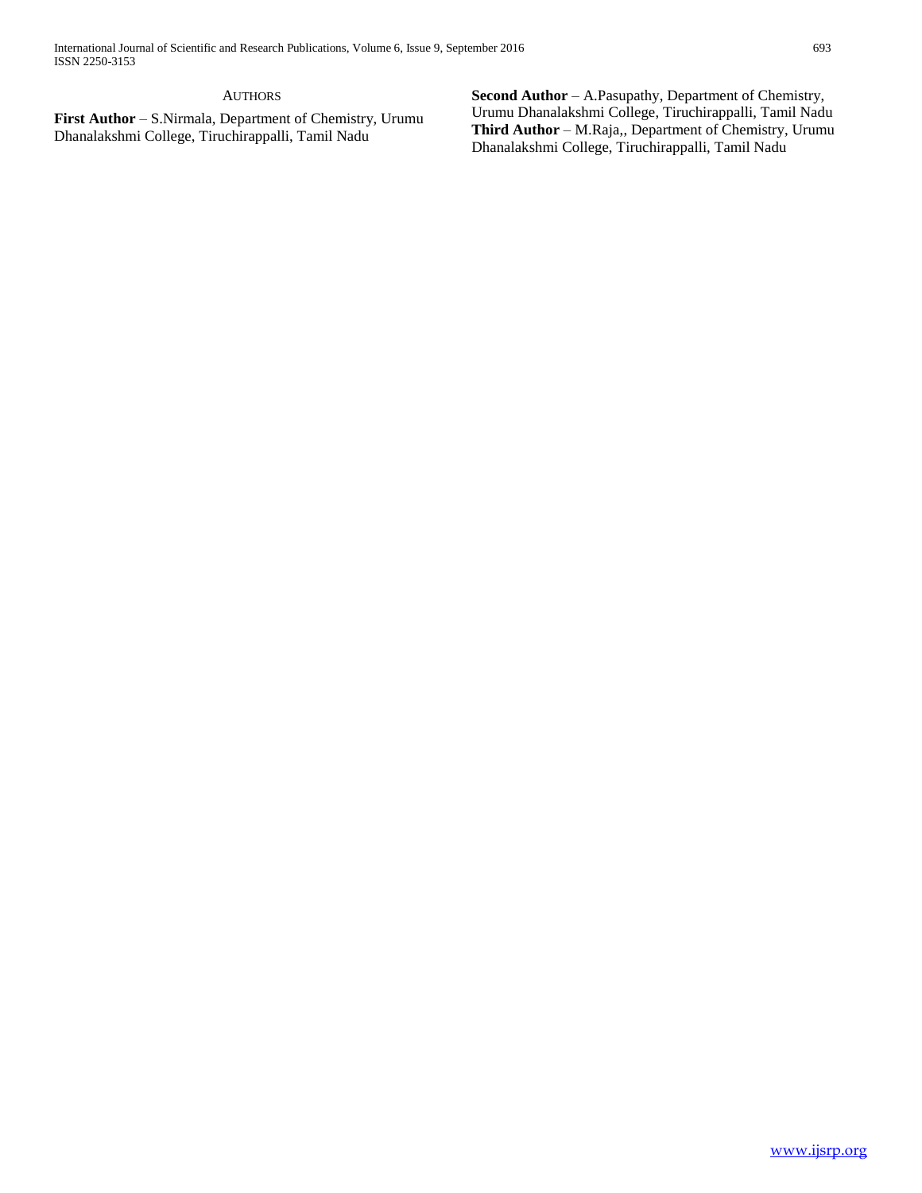## AUTHORS

**First Author** – S.Nirmala, Department of Chemistry, Urumu Dhanalakshmi College, Tiruchirappalli, Tamil Nadu

**Second Author** – A.Pasupathy, Department of Chemistry, Urumu Dhanalakshmi College, Tiruchirappalli, Tamil Nadu

**Third Author** – M.Raja,, Department of Chemistry, Urumu Dhanalakshmi College, Tiruchirappalli, Tamil Nadu